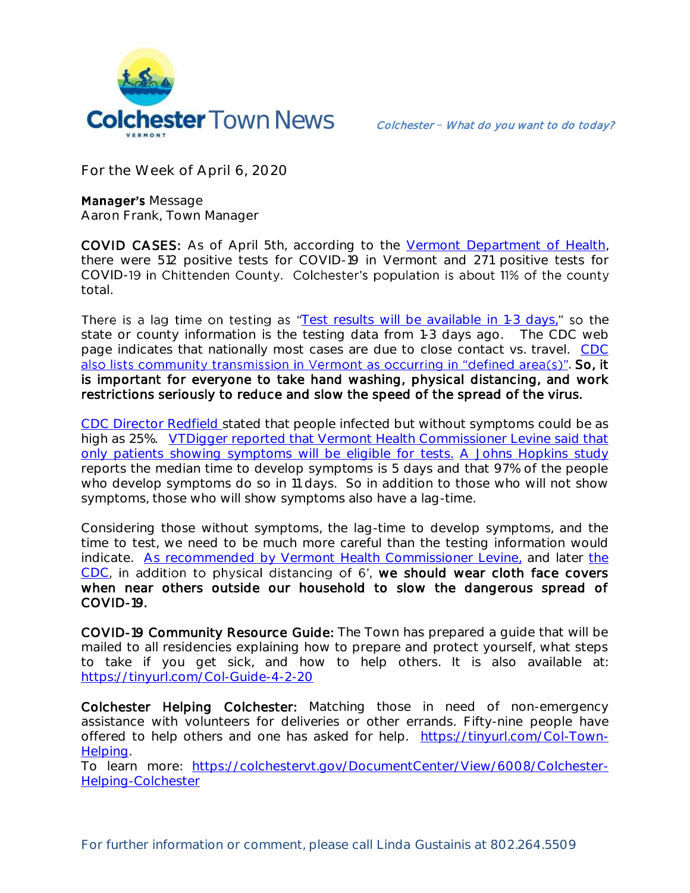# Colchester Town News

*Colchester – What do you want to do today?*

For the Week of April 6, 2020

**Manager's** Message
Aaron Frank, Town Manager

**COVID CASES:** As of April 5th, according to the Vermont Department of Health, there were 512 positive tests for COVID-19 in Vermont and 271 positive tests for COVID-19 in Chittenden County. Colchester's population is about 11% of the county total.

There is a lag time on testing as "Test results will be available in 1-3 days," so the state or county information is the testing data from 1-3 days ago. The CDC web page indicates that nationally most cases are due to close contact vs. travel. CDC also lists community transmission in Vermont as occurring in "defined area(s)". **So, it is important for everyone to take hand washing, physical distancing, and work restrictions seriously to reduce and slow the speed of the spread of the virus.**

CDC Director Redfield stated that people infected but without symptoms could be as high as 25%. VTDigger reported that Vermont Health Commissioner Levine said that only patients showing symptoms will be eligible for tests. A Johns Hopkins study reports the median time to develop symptoms is 5 days and that 97% of the people who develop symptoms do so in 11 days. So in addition to those who will not show symptoms, those who will show symptoms also have a lag-time.

Considering those without symptoms, the lag-time to develop symptoms, and the time to test, we need to be much more careful than the testing information would indicate. As recommended by Vermont Health Commissioner Levine, and later the CDC, in addition to physical distancing of 6', **we should wear cloth face covers when near others outside our household to slow the dangerous spread of COVID-19.**

**COVID-19 Community Resource Guide:** The Town has prepared a guide that will be mailed to all residencies explaining how to prepare and protect yourself, what steps to take if you get sick, and how to help others. It is also available at: https://tinyurl.com/Col-Guide-4-2-20

**Colchester Helping Colchester:** Matching those in need of non-emergency assistance with volunteers for deliveries or other errands. Fifty-nine people have offered to help others and one has asked for help. https://tinyurl.com/Col-Town-Helping.
To learn more: https://colchestervt.gov/DocumentCenter/View/6008/Colchester-Helping-Colchester

For further information or comment, please call Linda Gustainis at 802.264.5509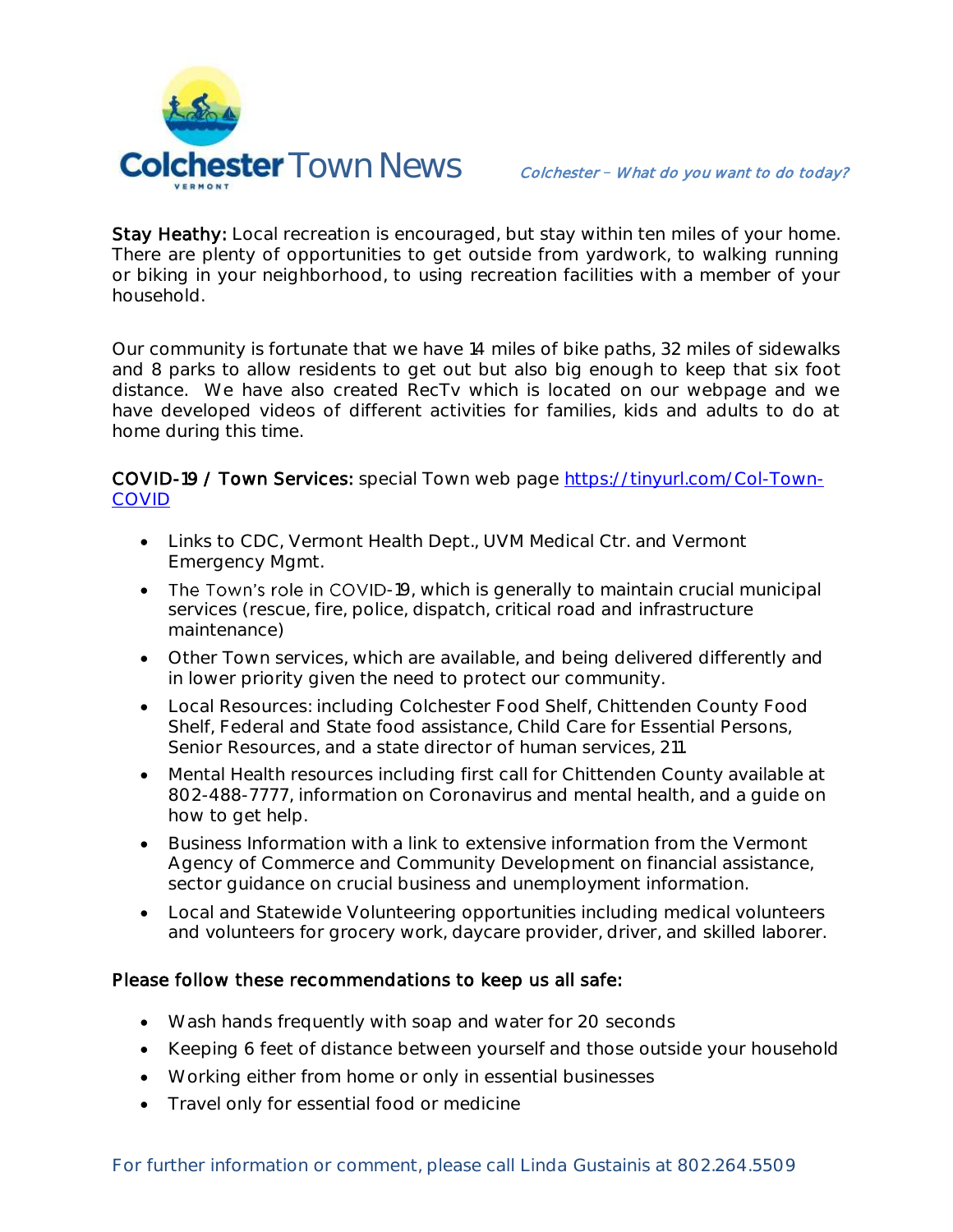Colchester Town News

*Colchester – What do you want to do today?*

**Stay Heathy:** Local recreation is encouraged, but stay within ten miles of your home. There are plenty of opportunities to get outside from yardwork, to walking running or biking in your neighborhood, to using recreation facilities with a member of your household.

Our community is fortunate that we have 14 miles of bike paths, 32 miles of sidewalks and 8 parks to allow residents to get out but also big enough to keep that six foot distance. We have also created RecTv which is located on our webpage and we have developed videos of different activities for families, kids and adults to do at home during this time.

**COVID-19 / Town Services:** special Town web page [https://tinyurl.com/Col-Town-COVID](https://tinyurl.com/Col-Town-COVID)

- Links to CDC, Vermont Health Dept., UVM Medical Ctr. and Vermont Emergency Mgmt.
- The Town's role in COVID-19, which is generally to maintain crucial municipal services (rescue, fire, police, dispatch, critical road and infrastructure maintenance)
- Other Town services, which are available, and being delivered differently and in lower priority given the need to protect our community.
- Local Resources: including Colchester Food Shelf, Chittenden County Food Shelf, Federal and State food assistance, Child Care for Essential Persons, Senior Resources, and a state director of human services, 211.
- Mental Health resources including first call for Chittenden County available at 802-488-7777, information on Coronavirus and mental health, and a guide on how to get help.
- Business Information with a link to extensive information from the Vermont Agency of Commerce and Community Development on financial assistance, sector guidance on crucial business and unemployment information.
- Local and Statewide Volunteering opportunities including medical volunteers and volunteers for grocery work, daycare provider, driver, and skilled laborer.

**Please follow these recommendations to keep us all safe:**

- Wash hands frequently with soap and water for 20 seconds
- Keeping 6 feet of distance between yourself and those outside your household
- Working either from home or only in essential businesses
- Travel only for essential food or medicine

For further information or comment, please call Linda Gustainis at 802.264.5509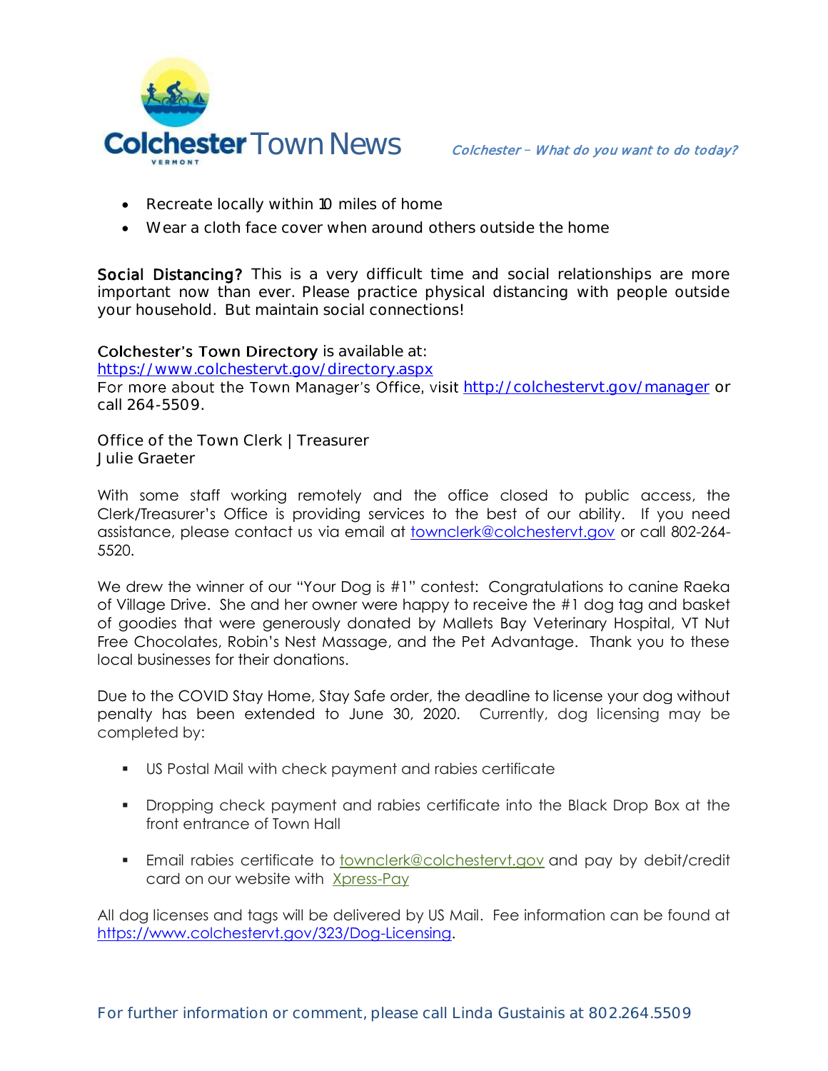- Recreate locally within 10 miles of home
- Wear a cloth face cover when around others outside the home

**Social Distancing?** This is a very difficult time and social relationships are more important now than ever. Please practice physical distancing with people outside your household. But maintain social connections!

**Colchester's Town Directory** is available at:
https://www.colchestervt.gov/directory.aspx
For more about the Town Manager's Office, visit http://colchestervt.gov/manager or call 264-5509.

Office of the Town Clerk | Treasurer
Julie Graeter

With some staff working remotely and the office closed to public access, the Clerk/Treasurer's Office is providing services to the best of our ability. If you need assistance, please contact us via email at townclerk@colchestervt.gov or call 802-264-5520.

We drew the winner of our "Your Dog is #1" contest: Congratulations to canine Raeka of Village Drive. She and her owner were happy to receive the #1 dog tag and basket of goodies that were generously donated by Mallets Bay Veterinary Hospital, VT Nut Free Chocolates, Robin's Nest Massage, and the Pet Advantage. Thank you to these local businesses for their donations.

Due to the COVID Stay Home, Stay Safe order, the deadline to license your dog without penalty has been extended to June 30, 2020. Currently, dog licensing may be completed by:

- US Postal Mail with check payment and rabies certificate
- Dropping check payment and rabies certificate into the Black Drop Box at the front entrance of Town Hall
- Email rabies certificate to townclerk@colchestervt.gov and pay by debit/credit card on our website with Xpress-Pay

All dog licenses and tags will be delivered by US Mail. Fee information can be found at https://www.colchestervt.gov/323/Dog-Licensing.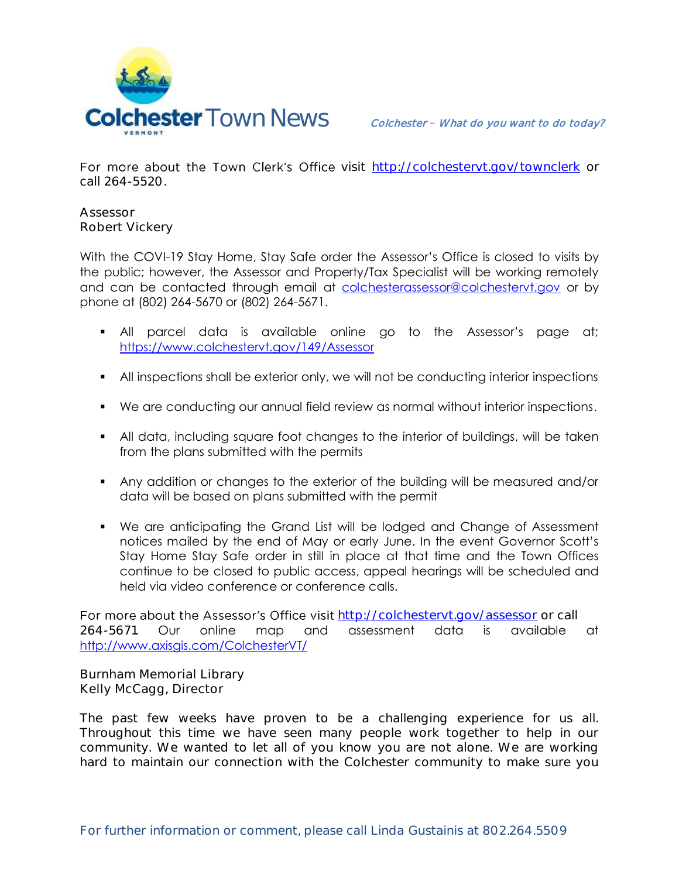For more about the Town Clerk's Office visit http://colchestervt.gov/townclerk or call 264-5520.

Assessor
Robert Vickery

With the COVI-19 Stay Home, Stay Safe order the Assessor's Office is closed to visits by the public; however, the Assessor and Property/Tax Specialist will be working remotely and can be contacted through email at colchesterassessor@colchestervt.gov or by phone at (802) 264-5670 or (802) 264-5671.

- All parcel data is available online go to the Assessor's page at; https://www.colchestervt.gov/149/Assessor
- All inspections shall be exterior only, we will not be conducting interior inspections
- We are conducting our annual field review as normal without interior inspections.
- All data, including square foot changes to the interior of buildings, will be taken from the plans submitted with the permits
- Any addition or changes to the exterior of the building will be measured and/or data will be based on plans submitted with the permit
- We are anticipating the Grand List will be lodged and Change of Assessment notices mailed by the end of May or early June. In the event Governor Scott's Stay Home Stay Safe order in still in place at that time and the Town Offices continue to be closed to public access, appeal hearings will be scheduled and held via video conference or conference calls.

For more about the Assessor's Office visit http://colchestervt.gov/assessor or call 264-5671 Our online map and assessment data is available at http://www.axisgis.com/ColchesterVT/

Burnham Memorial Library
Kelly McCagg, Director

The past few weeks have proven to be a challenging experience for us all. Throughout this time we have seen many people work together to help in our community. We wanted to let all of you know you are not alone. We are working hard to maintain our connection with the Colchester community to make sure you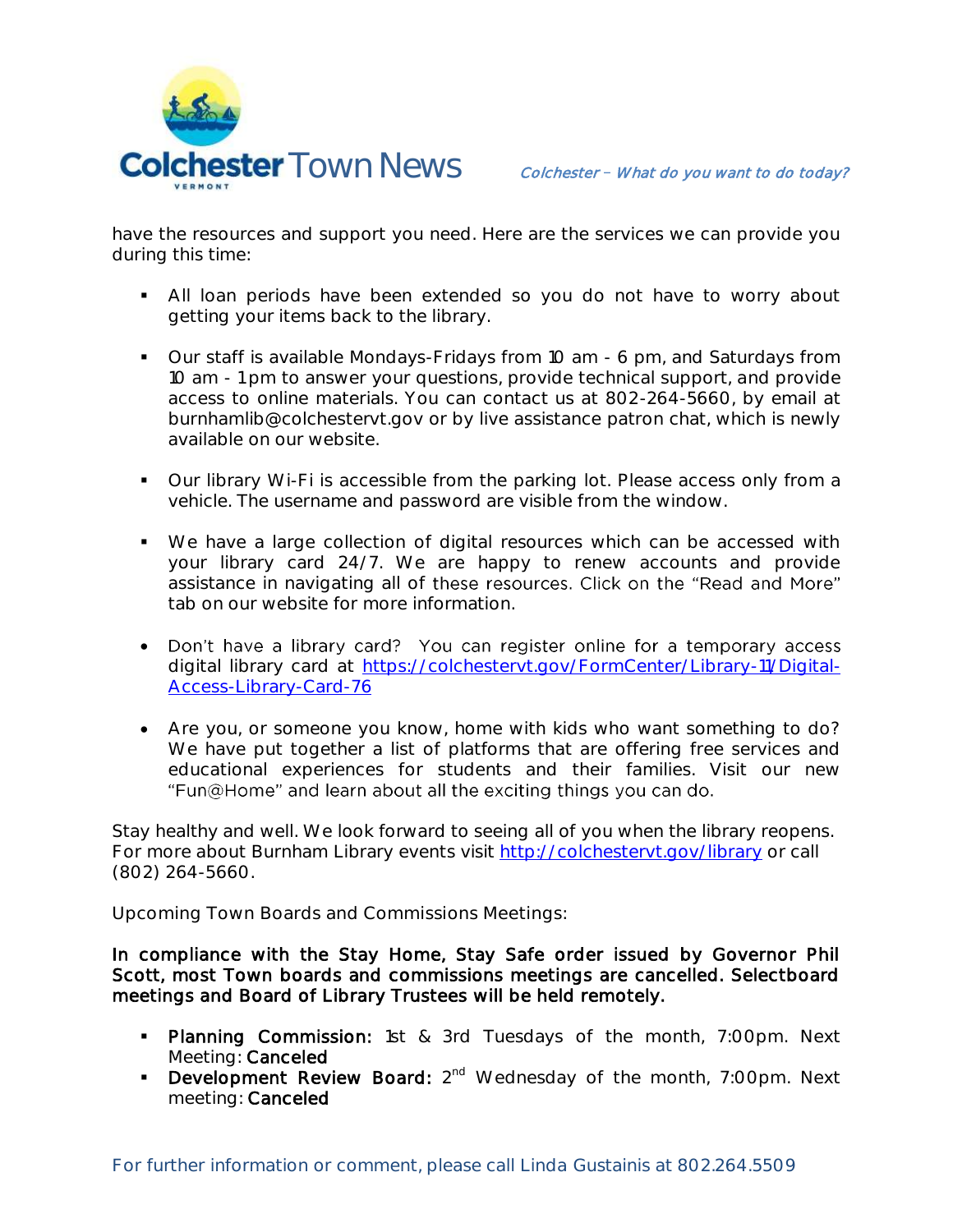have the resources and support you need. Here are the services we can provide you during this time:

- All loan periods have been extended so you do not have to worry about getting your items back to the library.
- Our staff is available Mondays-Fridays from 10 am - 6 pm, and Saturdays from 10 am - 1 pm to answer your questions, provide technical support, and provide access to online materials. You can contact us at 802-264-5660, by email at burnhamlib@colchestervt.gov or by live assistance patron chat, which is newly available on our website.
- Our library Wi-Fi is accessible from the parking lot. Please access only from a vehicle. The username and password are visible from the window.
- We have a large collection of digital resources which can be accessed with your library card 24/7. We are happy to renew accounts and provide assistance in navigating all of these resources. Click on the "Read and More" tab on our website for more information.
- Don't have a library card? You can register online for a temporary access digital library card at [https://colchestervt.gov/FormCenter/Library-11/Digital-Access-Library-Card-76](https://colchestervt.gov/FormCenter/Library-11/Digital-Access-Library-Card-76)
- Are you, or someone you know, home with kids who want something to do? We have put together a list of platforms that are offering free services and educational experiences for students and their families. Visit our new "Fun@Home" and learn about all the exciting things you can do.

Stay healthy and well. We look forward to seeing all of you when the library reopens. For more about Burnham Library events visit [http://colchestervt.gov/library](http://colchestervt.gov/library) or call (802) 264-5660.

Upcoming Town Boards and Commissions Meetings:

**In compliance with the Stay Home, Stay Safe order issued by Governor Phil Scott, most Town boards and commissions meetings are cancelled. Selectboard meetings and Board of Library Trustees will be held remotely.**

- **Planning Commission:** 1st & 3rd Tuesdays of the month, 7:00pm. Next Meeting: **Canceled**
- **Development Review Board:** 2nd Wednesday of the month, 7:00pm. Next meeting: **Canceled**

For further information or comment, please call Linda Gustainis at 802.264.5509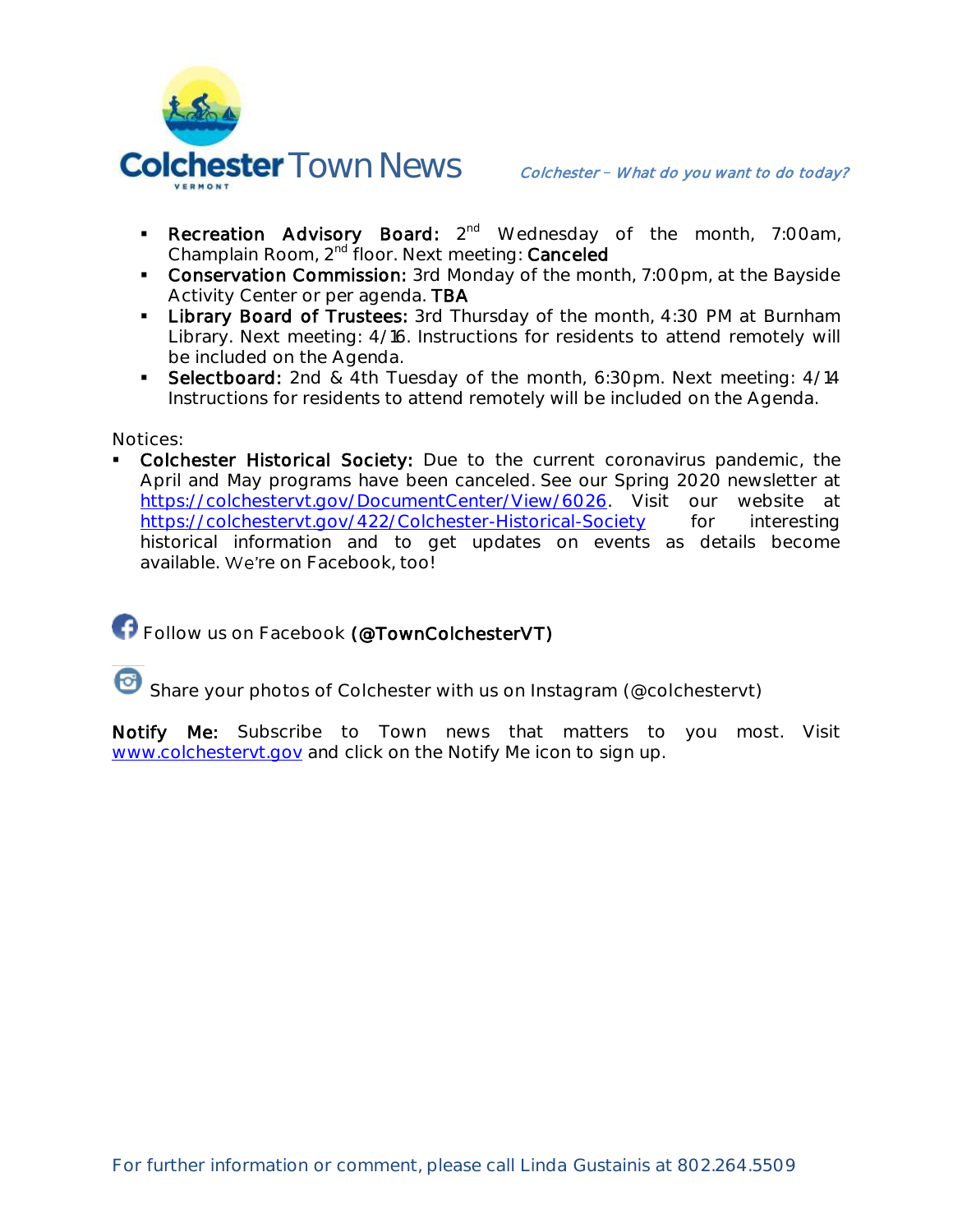- **Recreation Advisory Board:** 2nd Wednesday of the month, 7:00am, Champlain Room, 2nd floor. Next meeting: **Canceled**
- **Conservation Commission:** 3rd Monday of the month, 7:00pm, at the Bayside Activity Center or per agenda. **TBA**
- **Library Board of Trustees:** 3rd Thursday of the month, 4:30 PM at Burnham Library. Next meeting: 4/16. Instructions for residents to attend remotely will be included on the Agenda.
- **Selectboard:** 2nd & 4th Tuesday of the month, 6:30pm. Next meeting: 4/14 Instructions for residents to attend remotely will be included on the Agenda.

Notices:

- **Colchester Historical Society:** Due to the current coronavirus pandemic, the April and May programs have been canceled. See our Spring 2020 newsletter at https://colchestervt.gov/DocumentCenter/View/6026. Visit our website at https://colchestervt.gov/422/Colchester-Historical-Society for interesting historical information and to get updates on events as details become available. We're on Facebook, too!

Follow us on Facebook **(@TownColchesterVT)**

Share your photos of Colchester with us on Instagram (@colchestervt)

**Notify Me:** Subscribe to Town news that matters to you most. Visit www.colchestervt.gov and click on the Notify Me icon to sign up.